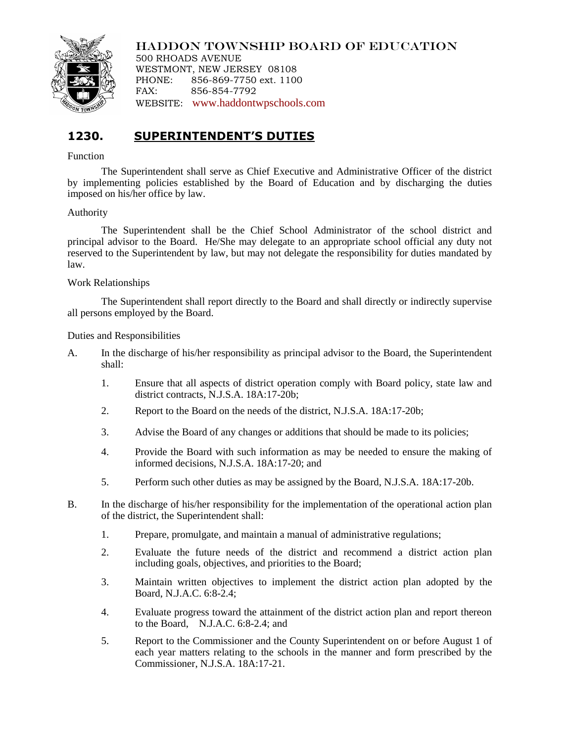HADDON TOWNSHIP BOARD OF EDUCATION
500 RHOADS AVENUE
WESTMONT, NEW JERSEY 08108
PHONE: 856-869-7750 ext. 1100
FAX: 856-854-7792
WEBSITE: www.haddontwpschools.com

# 1230. SUPERINTENDENT'S DUTIES

Function

The Superintendent shall serve as Chief Executive and Administrative Officer of the district by implementing policies established by the Board of Education and by discharging the duties imposed on his/her office by law.

Authority

The Superintendent shall be the Chief School Administrator of the school district and principal advisor to the Board. He/She may delegate to an appropriate school official any duty not reserved to the Superintendent by law, but may not delegate the responsibility for duties mandated by law.

Work Relationships

The Superintendent shall report directly to the Board and shall directly or indirectly supervise all persons employed by the Board.

Duties and Responsibilities

A. In the discharge of his/her responsibility as principal advisor to the Board, the Superintendent shall:

1. Ensure that all aspects of district operation comply with Board policy, state law and district contracts, N.J.S.A. 18A:17-20b;

2. Report to the Board on the needs of the district, N.J.S.A. 18A:17-20b;

3. Advise the Board of any changes or additions that should be made to its policies;

4. Provide the Board with such information as may be needed to ensure the making of informed decisions, N.J.S.A. 18A:17-20; and

5. Perform such other duties as may be assigned by the Board, N.J.S.A. 18A:17-20b.

B. In the discharge of his/her responsibility for the implementation of the operational action plan of the district, the Superintendent shall:

1. Prepare, promulgate, and maintain a manual of administrative regulations;

2. Evaluate the future needs of the district and recommend a district action plan including goals, objectives, and priorities to the Board;

3. Maintain written objectives to implement the district action plan adopted by the Board, N.J.A.C. 6:8-2.4;

4. Evaluate progress toward the attainment of the district action plan and report thereon to the Board, N.J.A.C. 6:8-2.4; and

5. Report to the Commissioner and the County Superintendent on or before August 1 of each year matters relating to the schools in the manner and form prescribed by the Commissioner, N.J.S.A. 18A:17-21.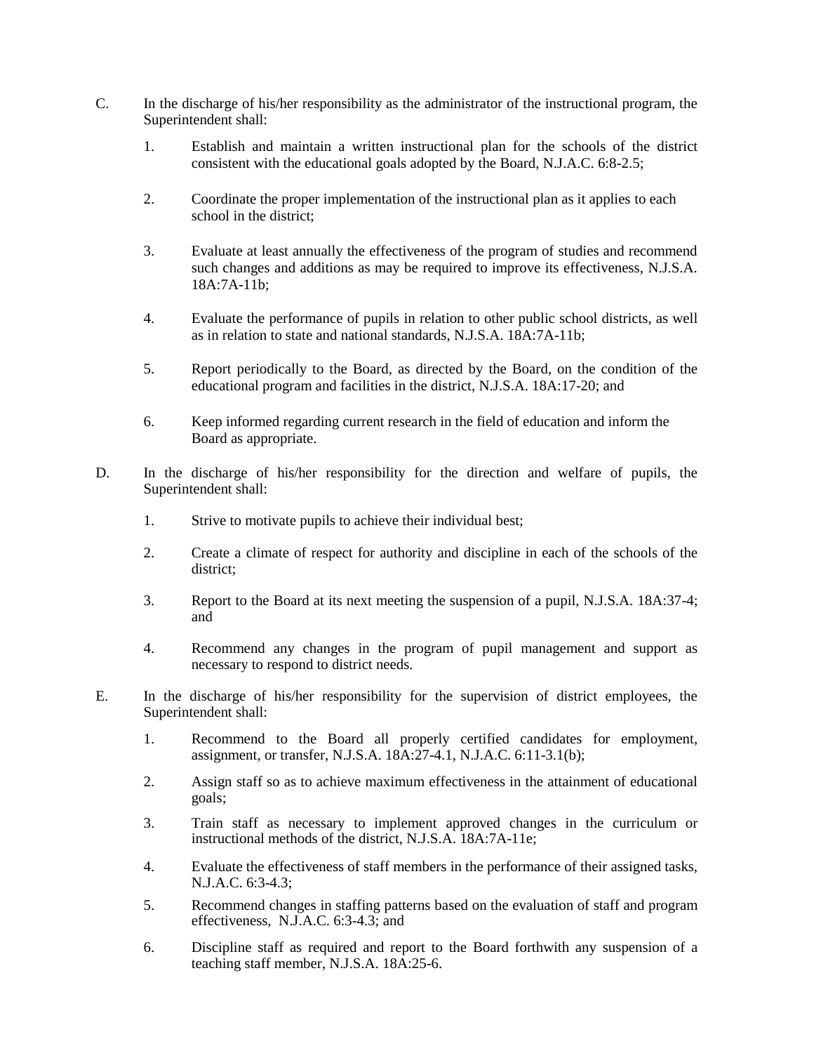C. In the discharge of his/her responsibility as the administrator of the instructional program, the Superintendent shall:

   1. Establish and maintain a written instructional plan for the schools of the district consistent with the educational goals adopted by the Board, N.J.A.C. 6:8-2.5;

   2. Coordinate the proper implementation of the instructional plan as it applies to each school in the district;

   3. Evaluate at least annually the effectiveness of the program of studies and recommend such changes and additions as may be required to improve its effectiveness, N.J.S.A. 18A:7A-11b;

   4. Evaluate the performance of pupils in relation to other public school districts, as well as in relation to state and national standards, N.J.S.A. 18A:7A-11b;

   5. Report periodically to the Board, as directed by the Board, on the condition of the educational program and facilities in the district, N.J.S.A. 18A:17-20; and

   6. Keep informed regarding current research in the field of education and inform the Board as appropriate.

D. In the discharge of his/her responsibility for the direction and welfare of pupils, the Superintendent shall:

   1. Strive to motivate pupils to achieve their individual best;

   2. Create a climate of respect for authority and discipline in each of the schools of the district;

   3. Report to the Board at its next meeting the suspension of a pupil, N.J.S.A. 18A:37-4; and

   4. Recommend any changes in the program of pupil management and support as necessary to respond to district needs.

E. In the discharge of his/her responsibility for the supervision of district employees, the Superintendent shall:

   1. Recommend to the Board all properly certified candidates for employment, assignment, or transfer, N.J.S.A. 18A:27-4.1, N.J.A.C. 6:11-3.1(b);

   2. Assign staff so as to achieve maximum effectiveness in the attainment of educational goals;

   3. Train staff as necessary to implement approved changes in the curriculum or instructional methods of the district, N.J.S.A. 18A:7A-11e;

   4. Evaluate the effectiveness of staff members in the performance of their assigned tasks, N.J.A.C. 6:3-4.3;

   5. Recommend changes in staffing patterns based on the evaluation of staff and program effectiveness, N.J.A.C. 6:3-4.3; and

   6. Discipline staff as required and report to the Board forthwith any suspension of a teaching staff member, N.J.S.A. 18A:25-6.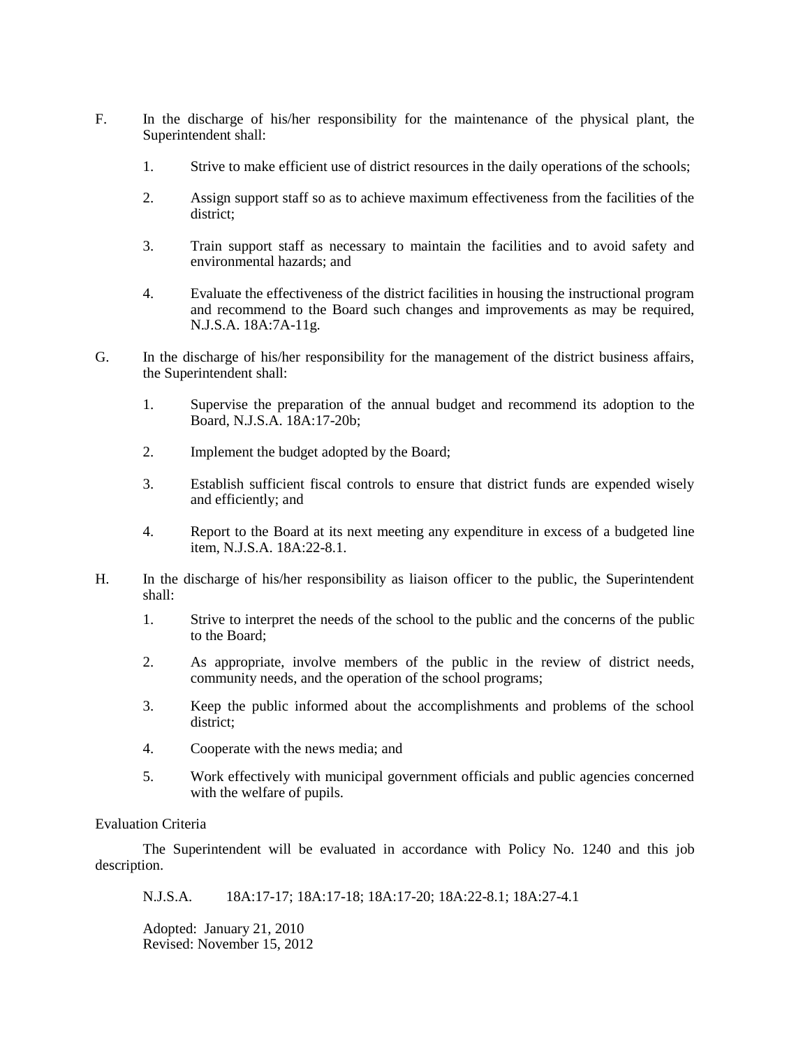F. In the discharge of his/her responsibility for the maintenance of the physical plant, the Superintendent shall:

   1. Strive to make efficient use of district resources in the daily operations of the schools;

   2. Assign support staff so as to achieve maximum effectiveness from the facilities of the district;

   3. Train support staff as necessary to maintain the facilities and to avoid safety and environmental hazards; and

   4. Evaluate the effectiveness of the district facilities in housing the instructional program and recommend to the Board such changes and improvements as may be required, N.J.S.A. 18A:7A-11g.

G. In the discharge of his/her responsibility for the management of the district business affairs, the Superintendent shall:

   1. Supervise the preparation of the annual budget and recommend its adoption to the Board, N.J.S.A. 18A:17-20b;

   2. Implement the budget adopted by the Board;

   3. Establish sufficient fiscal controls to ensure that district funds are expended wisely and efficiently; and

   4. Report to the Board at its next meeting any expenditure in excess of a budgeted line item, N.J.S.A. 18A:22-8.1.

H. In the discharge of his/her responsibility as liaison officer to the public, the Superintendent shall:

   1. Strive to interpret the needs of the school to the public and the concerns of the public to the Board;

   2. As appropriate, involve members of the public in the review of district needs, community needs, and the operation of the school programs;

   3. Keep the public informed about the accomplishments and problems of the school district;

   4. Cooperate with the news media; and

   5. Work effectively with municipal government officials and public agencies concerned with the welfare of pupils.

Evaluation Criteria

The Superintendent will be evaluated in accordance with Policy No. 1240 and this job description.

N.J.S.A. 18A:17-17; 18A:17-18; 18A:17-20; 18A:22-8.1; 18A:27-4.1

Adopted: January 21, 2010
Revised: November 15, 2012